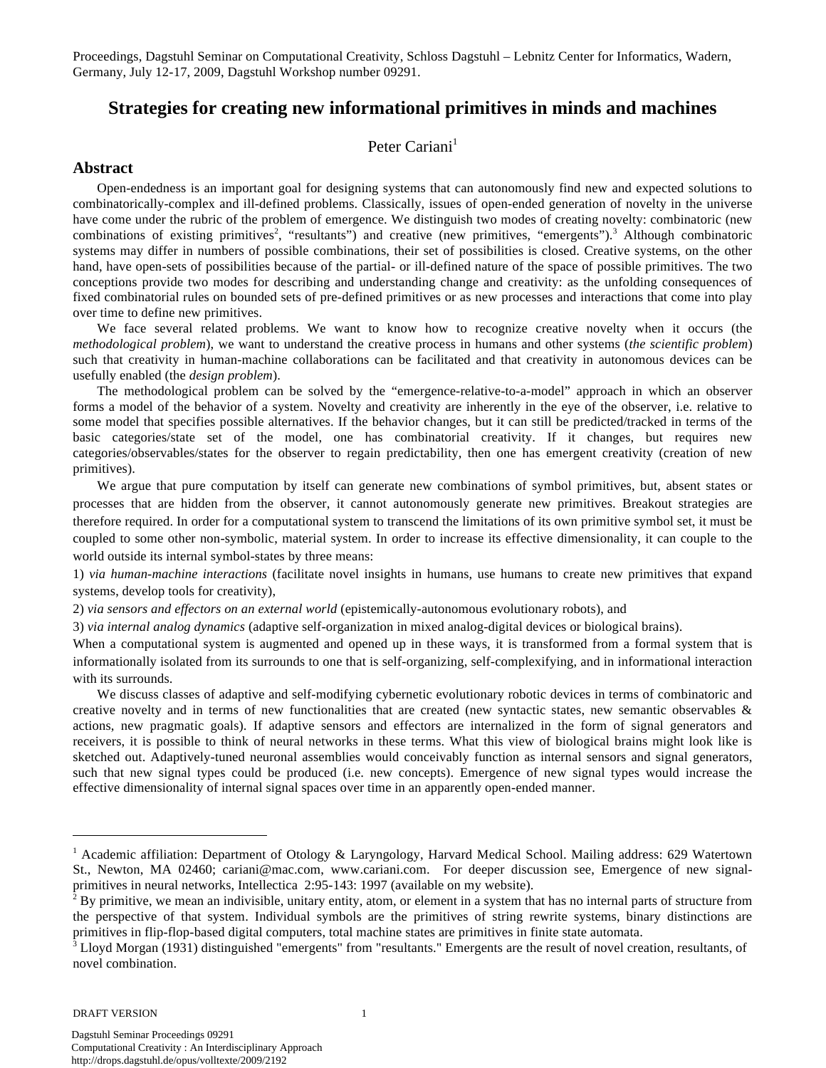Proceedings, Dagstuhl Seminar on Computational Creativity, Schloss Dagstuhl – Lebnitz Center for Informatics, Wadern, Germany, July 12-17, 2009, Dagstuhl Workshop number 09291.

# Strategies for creating new informational primitives in minds and machines

Peter Cariani[1]

## Abstract

Open-endedness is an important goal for designing systems that can autonomously find new and expected solutions to combinatorically-complex and ill-defined problems. Classically, issues of open-ended generation of novelty in the universe have come under the rubric of the problem of emergence. We distinguish two modes of creating novelty: combinatoric (new combinations of existing primitives[2], "resultants") and creative (new primitives, "emergents").[3] Although combinatoric systems may differ in numbers of possible combinations, their set of possibilities is closed. Creative systems, on the other hand, have open-sets of possibilities because of the partial- or ill-defined nature of the space of possible primitives. The two conceptions provide two modes for describing and understanding change and creativity: as the unfolding consequences of fixed combinatorial rules on bounded sets of pre-defined primitives or as new processes and interactions that come into play over time to define new primitives.

We face several related problems. We want to know how to recognize creative novelty when it occurs (the *methodological problem*), we want to understand the creative process in humans and other systems (*the scientific problem*) such that creativity in human-machine collaborations can be facilitated and that creativity in autonomous devices can be usefully enabled (the *design problem*).

The methodological problem can be solved by the "emergence-relative-to-a-model" approach in which an observer forms a model of the behavior of a system. Novelty and creativity are inherently in the eye of the observer, i.e. relative to some model that specifies possible alternatives. If the behavior changes, but it can still be predicted/tracked in terms of the basic categories/state set of the model, one has combinatorial creativity. If it changes, but requires new categories/observables/states for the observer to regain predictability, then one has emergent creativity (creation of new primitives).

We argue that pure computation by itself can generate new combinations of symbol primitives, but, absent states or processes that are hidden from the observer, it cannot autonomously generate new primitives. Breakout strategies are therefore required. In order for a computational system to transcend the limitations of its own primitive symbol set, it must be coupled to some other non-symbolic, material system. In order to increase its effective dimensionality, it can couple to the world outside its internal symbol-states by three means:

1) *via human-machine interactions* (facilitate novel insights in humans, use humans to create new primitives that expand systems, develop tools for creativity),

2) *via sensors and effectors on an external world* (epistemically-autonomous evolutionary robots), and

3) *via internal analog dynamics* (adaptive self-organization in mixed analog-digital devices or biological brains).

When a computational system is augmented and opened up in these ways, it is transformed from a formal system that is informationally isolated from its surrounds to one that is self-organizing, self-complexifying, and in informational interaction with its surrounds.

We discuss classes of adaptive and self-modifying cybernetic evolutionary robotic devices in terms of combinatoric and creative novelty and in terms of new functionalities that are created (new syntactic states, new semantic observables & actions, new pragmatic goals). If adaptive sensors and effectors are internalized in the form of signal generators and receivers, it is possible to think of neural networks in these terms. What this view of biological brains might look like is sketched out. Adaptively-tuned neuronal assemblies would conceivably function as internal sensors and signal generators, such that new signal types could be produced (i.e. new concepts). Emergence of new signal types would increase the effective dimensionality of internal signal spaces over time in an apparently open-ended manner.

---

[1] Academic affiliation: Department of Otology & Laryngology, Harvard Medical School. Mailing address: 629 Watertown St., Newton, MA 02460; cariani@mac.com, www.cariani.com. For deeper discussion see, Emergence of new signal-primitives in neural networks, Intellectica 2:95-143: 1997 (available on my website).

[2] By primitive, we mean an indivisible, unitary entity, atom, or element in a system that has no internal parts of structure from the perspective of that system. Individual symbols are the primitives of string rewrite systems, binary distinctions are primitives in flip-flop-based digital computers, total machine states are primitives in finite state automata.

[3] Lloyd Morgan (1931) distinguished "emergents" from "resultants." Emergents are the result of novel creation, resultants, of novel combination.

DRAFT VERSION

Dagstuhl Seminar Proceedings 09291
Computational Creativity : An Interdisciplinary Approach
http://drops.dagstuhl.de/opus/volltexte/2009/2192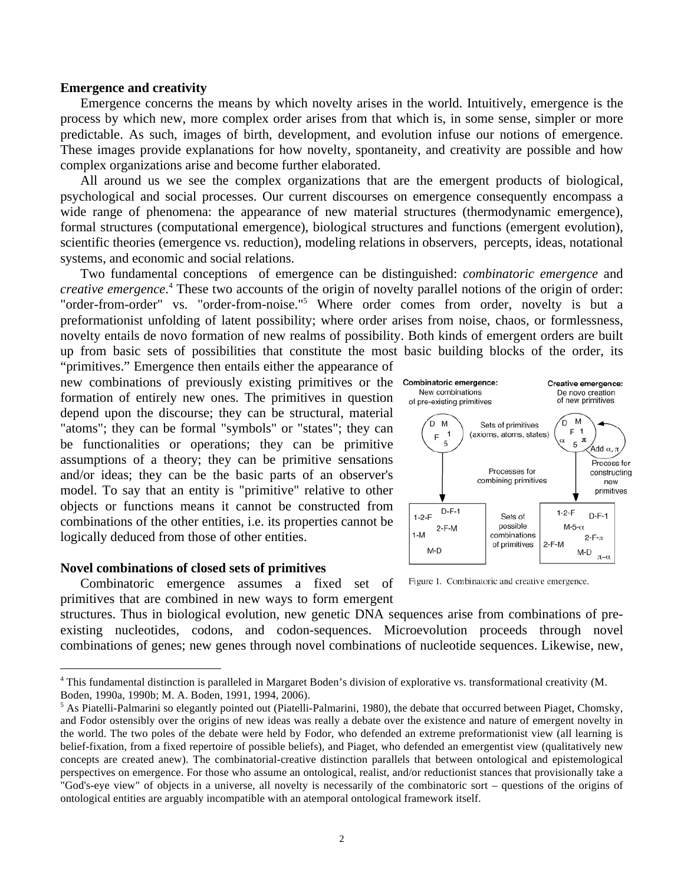**Emergence and creativity**

Emergence concerns the means by which novelty arises in the world. Intuitively, emergence is the process by which new, more complex order arises from that which is, in some sense, simpler or more predictable. As such, images of birth, development, and evolution infuse our notions of emergence. These images provide explanations for how novelty, spontaneity, and creativity are possible and how complex organizations arise and become further elaborated.

All around us we see the complex organizations that are the emergent products of biological, psychological and social processes. Our current discourses on emergence consequently encompass a wide range of phenomena: the appearance of new material structures (thermodynamic emergence), formal structures (computational emergence), biological structures and functions (emergent evolution), scientific theories (emergence vs. reduction), modeling relations in observers, percepts, ideas, notational systems, and economic and social relations.

Two fundamental conceptions of emergence can be distinguished: *combinatoric emergence* and *creative emergence*.[4] These two accounts of the origin of novelty parallel notions of the origin of order: "order-from-order" vs. "order-from-noise."[5] Where order comes from order, novelty is but a preformationist unfolding of latent possibility; where order arises from noise, chaos, or formlessness, novelty entails de novo formation of new realms of possibility. Both kinds of emergent orders are built up from basic sets of possibilities that constitute the most basic building blocks of the order, its "primitives." Emergence then entails either the appearance of new combinations of previously existing primitives or the formation of entirely new ones. The primitives in question depend upon the discourse; they can be structural, material "atoms"; they can be formal "symbols" or "states"; they can be functionalities or operations; they can be primitive assumptions of a theory; they can be primitive sensations and/or ideas; they can be the basic parts of an observer's model. To say that an entity is "primitive" relative to other objects or functions means it cannot be constructed from combinations of the other entities, i.e. its properties cannot be logically deduced from those of other entities.

Figure 1. Combinatoric and creative emergence.

**Novel combinations of closed sets of primitives**

Combinatoric emergence assumes a fixed set of primitives that are combined in new ways to form emergent structures. Thus in biological evolution, new genetic DNA sequences arise from combinations of pre-existing nucleotides, codons, and codon-sequences. Microevolution proceeds through novel combinations of genes; new genes through novel combinations of nucleotide sequences. Likewise, new,

---

[4] This fundamental distinction is paralleled in Margaret Boden's division of explorative vs. transformational creativity (M. Boden, 1990a, 1990b; M. A. Boden, 1991, 1994, 2006).

[5] As Piatelli-Palmarini so elegantly pointed out (Piatelli-Palmarini, 1980), the debate that occurred between Piaget, Chomsky, and Fodor ostensibly over the origins of new ideas was really a debate over the existence and nature of emergent novelty in the world. The two poles of the debate were held by Fodor, who defended an extreme preformationist view (all learning is belief-fixation, from a fixed repertoire of possible beliefs), and Piaget, who defended an emergentist view (qualitatively new concepts are created anew). The combinatorial-creative distinction parallels that between ontological and epistemological perspectives on emergence. For those who assume an ontological, realist, and/or reductionist stances that provisionally take a "God's-eye view" of objects in a universe, all novelty is necessarily of the combinatoric sort – questions of the origins of ontological entities are arguably incompatible with an atemporal ontological framework itself.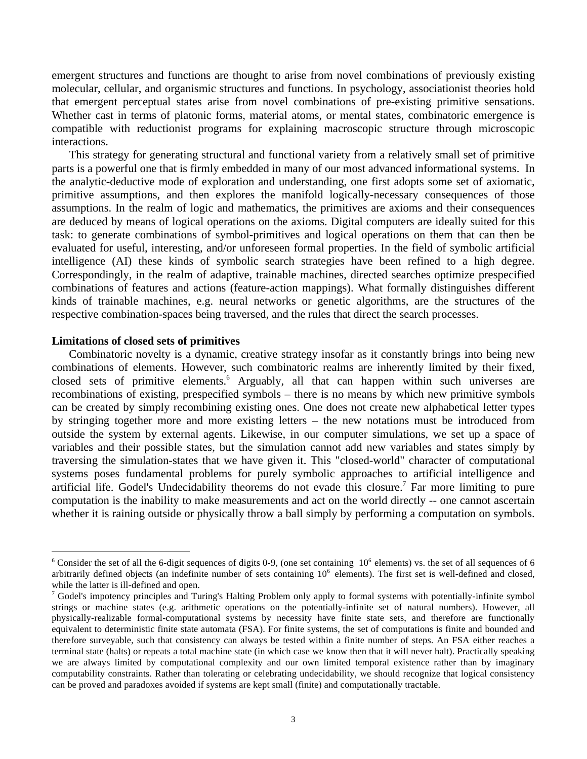emergent structures and functions are thought to arise from novel combinations of previously existing molecular, cellular, and organismic structures and functions. In psychology, associationist theories hold that emergent perceptual states arise from novel combinations of pre-existing primitive sensations. Whether cast in terms of platonic forms, material atoms, or mental states, combinatoric emergence is compatible with reductionist programs for explaining macroscopic structure through microscopic interactions.

This strategy for generating structural and functional variety from a relatively small set of primitive parts is a powerful one that is firmly embedded in many of our most advanced informational systems. In the analytic-deductive mode of exploration and understanding, one first adopts some set of axiomatic, primitive assumptions, and then explores the manifold logically-necessary consequences of those assumptions. In the realm of logic and mathematics, the primitives are axioms and their consequences are deduced by means of logical operations on the axioms. Digital computers are ideally suited for this task: to generate combinations of symbol-primitives and logical operations on them that can then be evaluated for useful, interesting, and/or unforeseen formal properties. In the field of symbolic artificial intelligence (AI) these kinds of symbolic search strategies have been refined to a high degree. Correspondingly, in the realm of adaptive, trainable machines, directed searches optimize prespecified combinations of features and actions (feature-action mappings). What formally distinguishes different kinds of trainable machines, e.g. neural networks or genetic algorithms, are the structures of the respective combination-spaces being traversed, and the rules that direct the search processes.

**Limitations of closed sets of primitives**

Combinatoric novelty is a dynamic, creative strategy insofar as it constantly brings into being new combinations of elements. However, such combinatoric realms are inherently limited by their fixed, closed sets of primitive elements.[6] Arguably, all that can happen within such universes are recombinations of existing, prespecified symbols – there is no means by which new primitive symbols can be created by simply recombining existing ones. One does not create new alphabetical letter types by stringing together more and more existing letters – the new notations must be introduced from outside the system by external agents. Likewise, in our computer simulations, we set up a space of variables and their possible states, but the simulation cannot add new variables and states simply by traversing the simulation-states that we have given it. This "closed-world" character of computational systems poses fundamental problems for purely symbolic approaches to artificial intelligence and artificial life. Godel's Undecidability theorems do not evade this closure.[7] Far more limiting to pure computation is the inability to make measurements and act on the world directly -- one cannot ascertain whether it is raining outside or physically throw a ball simply by performing a computation on symbols.

---

[6] Consider the set of all the 6-digit sequences of digits 0-9, (one set containing $10^6$ elements) vs. the set of all sequences of 6 arbitrarily defined objects (an indefinite number of sets containing $10^6$ elements). The first set is well-defined and closed, while the latter is ill-defined and open.

[7] Godel's impotency principles and Turing's Halting Problem only apply to formal systems with potentially-infinite symbol strings or machine states (e.g. arithmetic operations on the potentially-infinite set of natural numbers). However, all physically-realizable formal-computational systems by necessity have finite state sets, and therefore are functionally equivalent to deterministic finite state automata (FSA). For finite systems, the set of computations is finite and bounded and therefore surveyable, such that consistency can always be tested within a finite number of steps. An FSA either reaches a terminal state (halts) or repeats a total machine state (in which case we know then that it will never halt). Practically speaking we are always limited by computational complexity and our own limited temporal existence rather than by imaginary computability constraints. Rather than tolerating or celebrating undecidability, we should recognize that logical consistency can be proved and paradoxes avoided if systems are kept small (finite) and computationally tractable.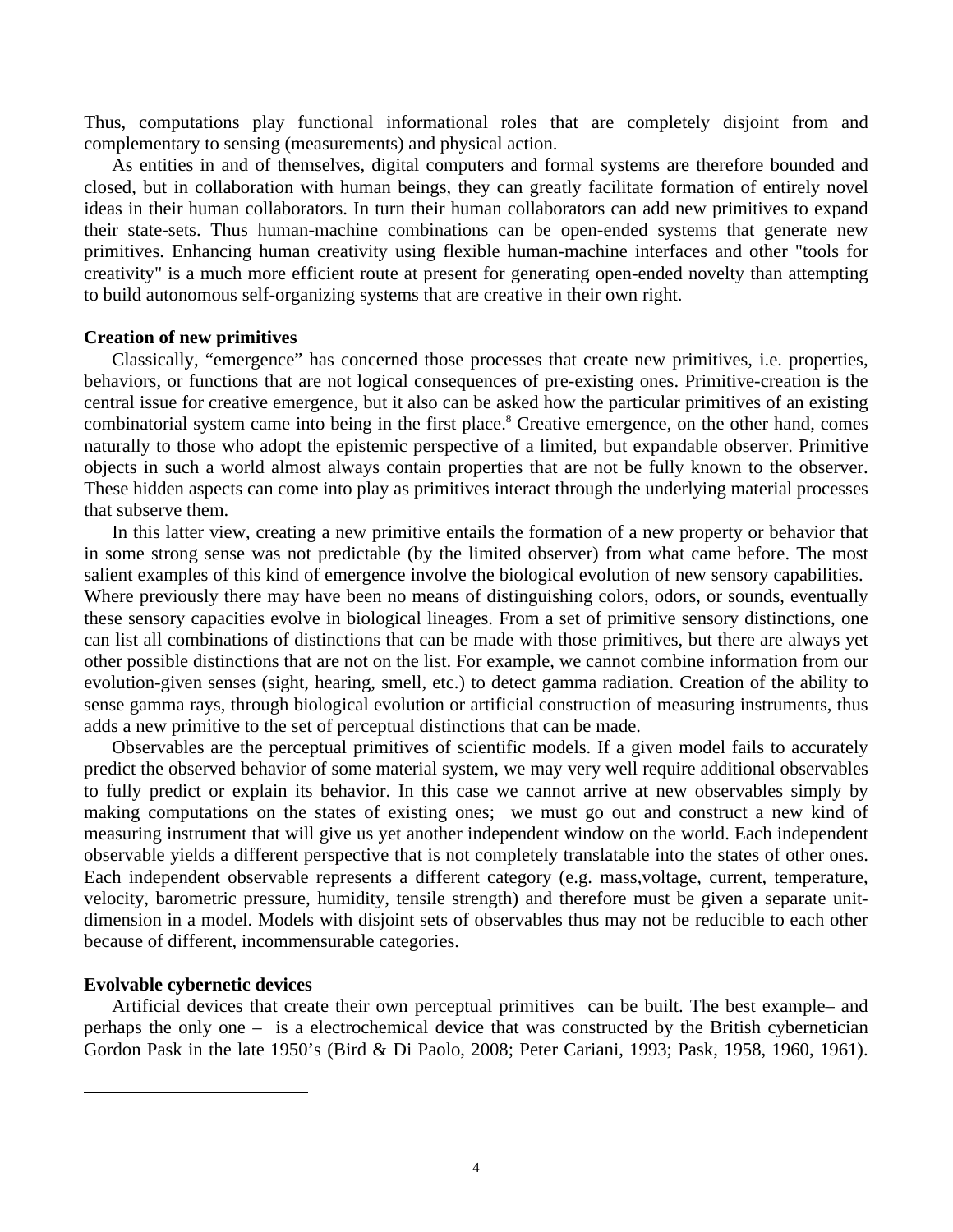Thus, computations play functional informational roles that are completely disjoint from and complementary to sensing (measurements) and physical action.

As entities in and of themselves, digital computers and formal systems are therefore bounded and closed, but in collaboration with human beings, they can greatly facilitate formation of entirely novel ideas in their human collaborators. In turn their human collaborators can add new primitives to expand their state-sets. Thus human-machine combinations can be open-ended systems that generate new primitives. Enhancing human creativity using flexible human-machine interfaces and other "tools for creativity" is a much more efficient route at present for generating open-ended novelty than attempting to build autonomous self-organizing systems that are creative in their own right.

**Creation of new primitives**

Classically, “emergence” has concerned those processes that create new primitives, i.e. properties, behaviors, or functions that are not logical consequences of pre-existing ones. Primitive-creation is the central issue for creative emergence, but it also can be asked how the particular primitives of an existing combinatorial system came into being in the first place.[8] Creative emergence, on the other hand, comes naturally to those who adopt the epistemic perspective of a limited, but expandable observer. Primitive objects in such a world almost always contain properties that are not be fully known to the observer. These hidden aspects can come into play as primitives interact through the underlying material processes that subserve them.

In this latter view, creating a new primitive entails the formation of a new property or behavior that in some strong sense was not predictable (by the limited observer) from what came before. The most salient examples of this kind of emergence involve the biological evolution of new sensory capabilities. Where previously there may have been no means of distinguishing colors, odors, or sounds, eventually these sensory capacities evolve in biological lineages. From a set of primitive sensory distinctions, one can list all combinations of distinctions that can be made with those primitives, but there are always yet other possible distinctions that are not on the list. For example, we cannot combine information from our evolution-given senses (sight, hearing, smell, etc.) to detect gamma radiation. Creation of the ability to sense gamma rays, through biological evolution or artificial construction of measuring instruments, thus adds a new primitive to the set of perceptual distinctions that can be made.

Observables are the perceptual primitives of scientific models. If a given model fails to accurately predict the observed behavior of some material system, we may very well require additional observables to fully predict or explain its behavior. In this case we cannot arrive at new observables simply by making computations on the states of existing ones; we must go out and construct a new kind of measuring instrument that will give us yet another independent window on the world. Each independent observable yields a different perspective that is not completely translatable into the states of other ones. Each independent observable represents a different category (e.g. mass,voltage, current, temperature, velocity, barometric pressure, humidity, tensile strength) and therefore must be given a separate unit-dimension in a model. Models with disjoint sets of observables thus may not be reducible to each other because of different, incommensurable categories.

**Evolvable cybernetic devices**

Artificial devices that create their own perceptual primitives can be built. The best example– and perhaps the only one – is a electrochemical device that was constructed by the British cybernetician Gordon Pask in the late 1950’s (Bird & Di Paolo, 2008; Peter Cariani, 1993; Pask, 1958, 1960, 1961).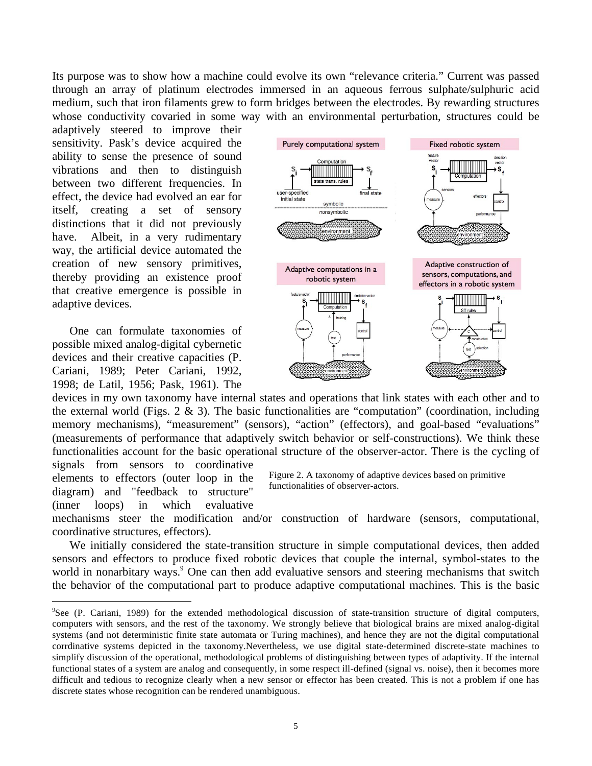Its purpose was to show how a machine could evolve its own "relevance criteria." Current was passed through an array of platinum electrodes immersed in an aqueous ferrous sulphate/sulphuric acid medium, such that iron filaments grew to form bridges between the electrodes. By rewarding structures whose conductivity covaried in some way with an environmental perturbation, structures could be adaptively steered to improve their sensitivity. Pask's device acquired the ability to sense the presence of sound vibrations and then to distinguish between two different frequencies. In effect, the device had evolved an ear for itself, creating a set of sensory distinctions that it did not previously have. Albeit, in a very rudimentary way, the artificial device automated the creation of new sensory primitives, thereby providing an existence proof that creative emergence is possible in adaptive devices.

One can formulate taxonomies of possible mixed analog-digital cybernetic devices and their creative capacities (P. Cariani, 1989; Peter Cariani, 1992, 1998; de Latil, 1956; Pask, 1961). The devices in my own taxonomy have internal states and operations that link states with each other and to the external world (Figs. 2 & 3). The basic functionalities are "computation" (coordination, including memory mechanisms), "measurement" (sensors), "action" (effectors), and goal-based "evaluations" (measurements of performance that adaptively switch behavior or self-constructions). We think these functionalities account for the basic operational structure of the observer-actor. There is the cycling of signals from sensors to coordinative elements to effectors (outer loop in the diagram) and "feedback to structure" (inner loops) in which evaluative mechanisms steer the modification and/or construction of hardware (sensors, computational, coordinative structures, effectors).

Figure 2. A taxonomy of adaptive devices based on primitive functionalities of observer-actors.

We initially considered the state-transition structure in simple computational devices, then added sensors and effectors to produce fixed robotic devices that couple the internal, symbol-states to the world in nonarbitary ways.[9] One can then add evaluative sensors and steering mechanisms that switch the behavior of the computational part to produce adaptive computational machines. This is the basic

---

[9]See (P. Cariani, 1989) for the extended methodological discussion of state-transition structure of digital computers, computers with sensors, and the rest of the taxonomy. We strongly believe that biological brains are mixed analog-digital systems (and not deterministic finite state automata or Turing machines), and hence they are not the digital computational corrdinative systems depicted in the taxonomy.Nevertheless, we use digital state-determined discrete-state machines to simplify discussion of the operational, methodological problems of distinguishing between types of adaptivity. If the internal functional states of a system are analog and consequently, in some respect ill-defined (signal vs. noise), then it becomes more difficult and tedious to recognize clearly when a new sensor or effector has been created. This is not a problem if one has discrete states whose recognition can be rendered unambiguous.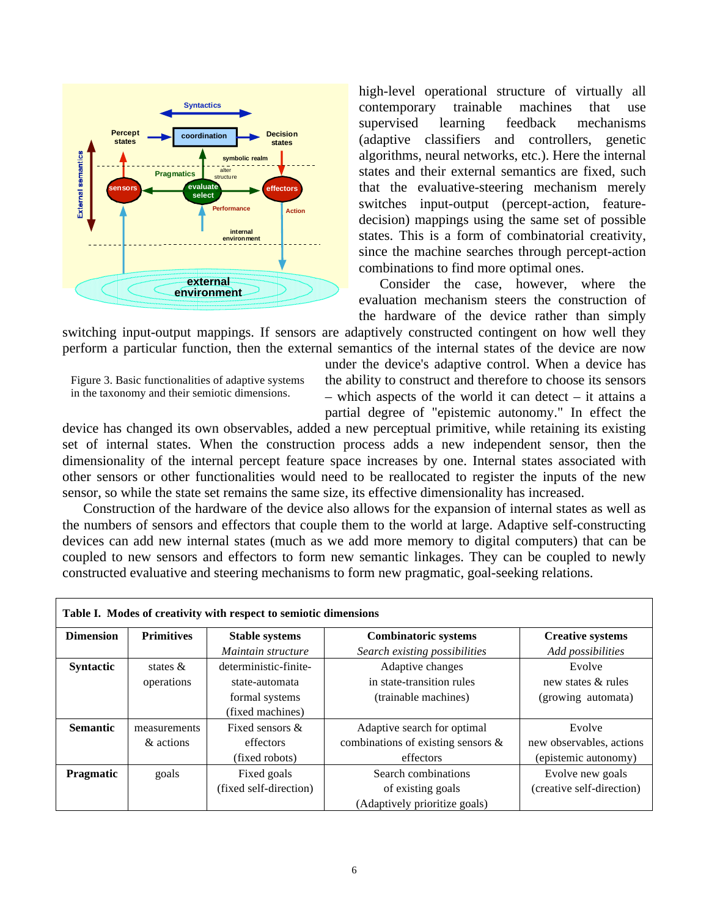high-level operational structure of virtually all contemporary trainable machines that use supervised learning feedback mechanisms (adaptive classifiers and controllers, genetic algorithms, neural networks, etc.). Here the internal states and their external semantics are fixed, such that the evaluative-steering mechanism merely switches input-output (percept-action, feature-decision) mappings using the same set of possible states. This is a form of combinatorial creativity, since the machine searches through percept-action combinations to find more optimal ones.

Figure 3. Basic functionalities of adaptive systems in the taxonomy and their semiotic dimensions.

Consider the case, however, where the evaluation mechanism steers the construction of the hardware of the device rather than simply switching input-output mappings. If sensors are adaptively constructed contingent on how well they perform a particular function, then the external semantics of the internal states of the device are now under the device's adaptive control. When a device has the ability to construct and therefore to choose its sensors – which aspects of the world it can detect – it attains a partial degree of "epistemic autonomy." In effect the device has changed its own observables, added a new perceptual primitive, while retaining its existing set of internal states. When the construction process adds a new independent sensor, then the dimensionality of the internal percept feature space increases by one. Internal states associated with other sensors or other functionalities would need to be reallocated to register the inputs of the new sensor, so while the state set remains the same size, its effective dimensionality has increased.

Construction of the hardware of the device also allows for the expansion of internal states as well as the numbers of sensors and effectors that couple them to the world at large. Adaptive self-constructing devices can add new internal states (much as we add more memory to digital computers) that can be coupled to new sensors and effectors to form new semantic linkages. They can be coupled to newly constructed evaluative and steering mechanisms to form new pragmatic, goal-seeking relations.

**Table I. Modes of creativity with respect to semiotic dimensions**

| Dimension | Primitives | Stable systems<br>*Maintain structure* | Combinatoric systems<br>*Search existing possibilities* | Creative systems<br>*Add possibilities* |
|---|---|---|---|---|
| **Syntactic** | states & operations | deterministic-finite-state-automata formal systems (fixed machines) | Adaptive changes in state-transition rules (trainable machines) | Evolve new states & rules (growing automata) |
| **Semantic** | measurements & actions | Fixed sensors & effectors (fixed robots) | Adaptive search for optimal combinations of existing sensors & effectors | Evolve new observables, actions (epistemic autonomy) |
| **Pragmatic** | goals | Fixed goals (fixed self-direction) | Search combinations of existing goals (Adaptively prioritize goals) | Evolve new goals (creative self-direction) |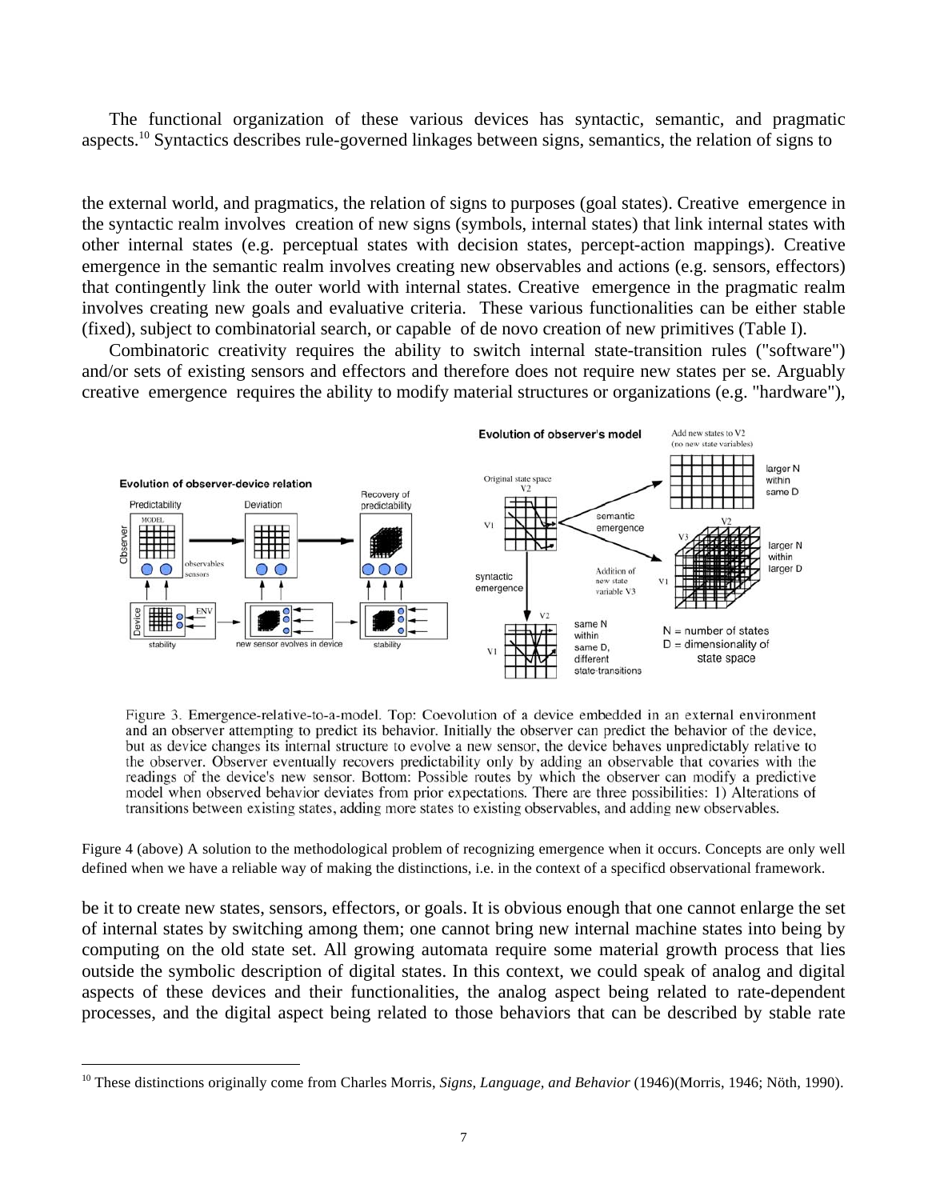The functional organization of these various devices has syntactic, semantic, and pragmatic aspects.[10] Syntactics describes rule-governed linkages between signs, semantics, the relation of signs to the external world, and pragmatics, the relation of signs to purposes (goal states). Creative emergence in the syntactic realm involves creation of new signs (symbols, internal states) that link internal states with other internal states (e.g. perceptual states with decision states, percept-action mappings). Creative emergence in the semantic realm involves creating new observables and actions (e.g. sensors, effectors) that contingently link the outer world with internal states. Creative emergence in the pragmatic realm involves creating new goals and evaluative criteria. These various functionalities can be either stable (fixed), subject to combinatorial search, or capable of de novo creation of new primitives (Table I).

Combinatoric creativity requires the ability to switch internal state-transition rules ("software") and/or sets of existing sensors and effectors and therefore does not require new states per se. Arguably creative emergence requires the ability to modify material structures or organizations (e.g. "hardware"), be it to create new states, sensors, effectors, or goals. It is obvious enough that one cannot enlarge the set of internal states by switching among them; one cannot bring new internal machine states into being by computing on the old state set. All growing automata require some material growth process that lies outside the symbolic description of digital states. In this context, we could speak of analog and digital aspects of these devices and their functionalities, the analog aspect being related to rate-dependent processes, and the digital aspect being related to those behaviors that can be described by stable rate

Figure 3. Emergence-relative-to-a-model. Top: Coevolution of a device embedded in an external environment and an observer attempting to predict its behavior. Initially the observer can predict the behavior of the device, but as device changes its internal structure to evolve a new sensor, the device behaves unpredictably relative to the observer. Observer eventually recovers predictability only by adding an observable that covaries with the readings of the device's new sensor. Bottom: Possible routes by which the observer can modify a predictive model when observed behavior deviates from prior expectations. There are three possibilities: 1) Alterations of transitions between existing states, adding more states to existing observables, and adding new observables.

Figure 4 (above) A solution to the methodological problem of recognizing emergence when it occurs. Concepts are only well defined when we have a reliable way of making the distinctions, i.e. in the context of a specificd observational framework.

[10] These distinctions originally come from Charles Morris, *Signs, Language, and Behavior* (1946)(Morris, 1946; Nöth, 1990).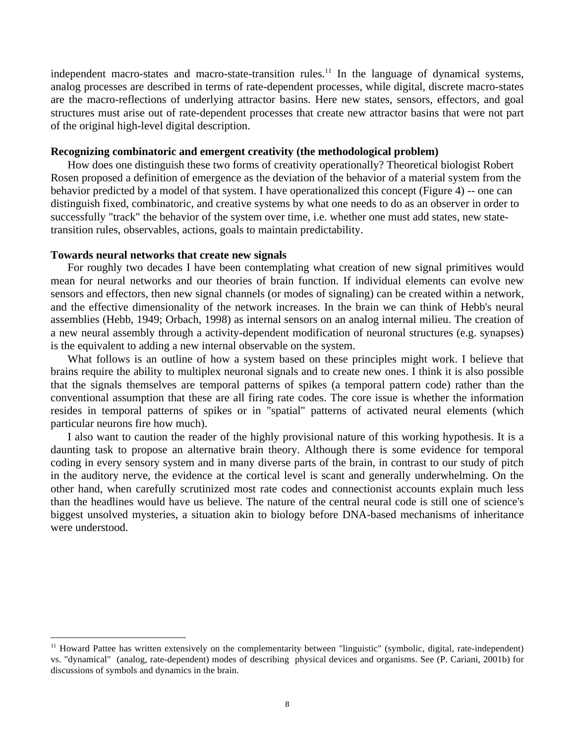independent macro-states and macro-state-transition rules.[11] In the language of dynamical systems, analog processes are described in terms of rate-dependent processes, while digital, discrete macro-states are the macro-reflections of underlying attractor basins. Here new states, sensors, effectors, and goal structures must arise out of rate-dependent processes that create new attractor basins that were not part of the original high-level digital description.

**Recognizing combinatoric and emergent creativity (the methodological problem)**

How does one distinguish these two forms of creativity operationally? Theoretical biologist Robert Rosen proposed a definition of emergence as the deviation of the behavior of a material system from the behavior predicted by a model of that system. I have operationalized this concept (Figure 4) -- one can distinguish fixed, combinatoric, and creative systems by what one needs to do as an observer in order to successfully "track" the behavior of the system over time, i.e. whether one must add states, new state-transition rules, observables, actions, goals to maintain predictability.

**Towards neural networks that create new signals**

For roughly two decades I have been contemplating what creation of new signal primitives would mean for neural networks and our theories of brain function. If individual elements can evolve new sensors and effectors, then new signal channels (or modes of signaling) can be created within a network, and the effective dimensionality of the network increases. In the brain we can think of Hebb's neural assemblies (Hebb, 1949; Orbach, 1998) as internal sensors on an analog internal milieu. The creation of a new neural assembly through a activity-dependent modification of neuronal structures (e.g. synapses) is the equivalent to adding a new internal observable on the system.

What follows is an outline of how a system based on these principles might work. I believe that brains require the ability to multiplex neuronal signals and to create new ones. I think it is also possible that the signals themselves are temporal patterns of spikes (a temporal pattern code) rather than the conventional assumption that these are all firing rate codes. The core issue is whether the information resides in temporal patterns of spikes or in "spatial" patterns of activated neural elements (which particular neurons fire how much).

I also want to caution the reader of the highly provisional nature of this working hypothesis. It is a daunting task to propose an alternative brain theory. Although there is some evidence for temporal coding in every sensory system and in many diverse parts of the brain, in contrast to our study of pitch in the auditory nerve, the evidence at the cortical level is scant and generally underwhelming. On the other hand, when carefully scrutinized most rate codes and connectionist accounts explain much less than the headlines would have us believe. The nature of the central neural code is still one of science's biggest unsolved mysteries, a situation akin to biology before DNA-based mechanisms of inheritance were understood.

[11] Howard Pattee has written extensively on the complementarity between "linguistic" (symbolic, digital, rate-independent) vs. "dynamical" (analog, rate-dependent) modes of describing physical devices and organisms. See (P. Cariani, 2001b) for discussions of symbols and dynamics in the brain.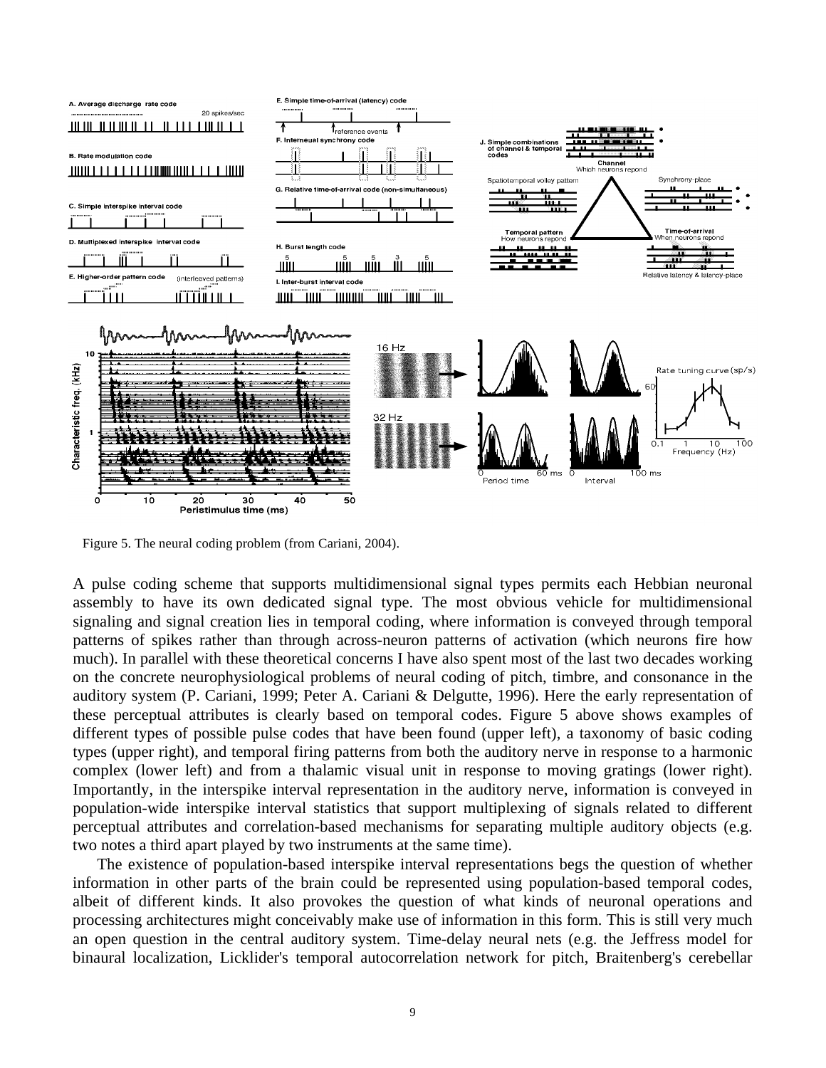Figure 5. The neural coding problem (from Cariani, 2004).

A pulse coding scheme that supports multidimensional signal types permits each Hebbian neuronal assembly to have its own dedicated signal type. The most obvious vehicle for multidimensional signaling and signal creation lies in temporal coding, where information is conveyed through temporal patterns of spikes rather than through across-neuron patterns of activation (which neurons fire how much). In parallel with these theoretical concerns I have also spent most of the last two decades working on the concrete neurophysiological problems of neural coding of pitch, timbre, and consonance in the auditory system (P. Cariani, 1999; Peter A. Cariani & Delgutte, 1996). Here the early representation of these perceptual attributes is clearly based on temporal codes. Figure 5 above shows examples of different types of possible pulse codes that have been found (upper left), a taxonomy of basic coding types (upper right), and temporal firing patterns from both the auditory nerve in response to a harmonic complex (lower left) and from a thalamic visual unit in response to moving gratings (lower right). Importantly, in the interspike interval representation in the auditory nerve, information is conveyed in population-wide interspike interval statistics that support multiplexing of signals related to different perceptual attributes and correlation-based mechanisms for separating multiple auditory objects (e.g. two notes a third apart played by two instruments at the same time).

The existence of population-based interspike interval representations begs the question of whether information in other parts of the brain could be represented using population-based temporal codes, albeit of different kinds. It also provokes the question of what kinds of neuronal operations and processing architectures might conceivably make use of information in this form. This is still very much an open question in the central auditory system. Time-delay neural nets (e.g. the Jeffress model for binaural localization, Licklider's temporal autocorrelation network for pitch, Braitenberg's cerebellar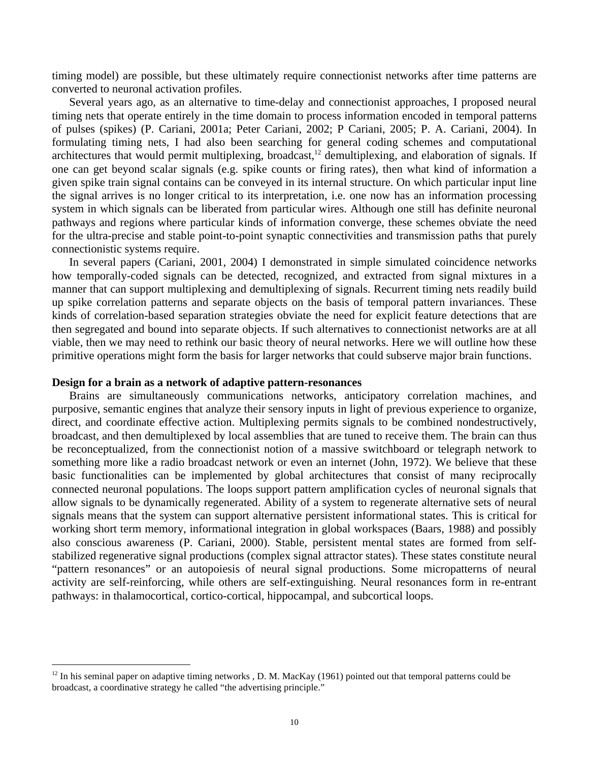timing model) are possible, but these ultimately require connectionist networks after time patterns are converted to neuronal activation profiles.

Several years ago, as an alternative to time-delay and connectionist approaches, I proposed neural timing nets that operate entirely in the time domain to process information encoded in temporal patterns of pulses (spikes) (P. Cariani, 2001a; Peter Cariani, 2002; P Cariani, 2005; P. A. Cariani, 2004). In formulating timing nets, I had also been searching for general coding schemes and computational architectures that would permit multiplexing, broadcast,[12] demultiplexing, and elaboration of signals. If one can get beyond scalar signals (e.g. spike counts or firing rates), then what kind of information a given spike train signal contains can be conveyed in its internal structure. On which particular input line the signal arrives is no longer critical to its interpretation, i.e. one now has an information processing system in which signals can be liberated from particular wires. Although one still has definite neuronal pathways and regions where particular kinds of information converge, these schemes obviate the need for the ultra-precise and stable point-to-point synaptic connectivities and transmission paths that purely connectionistic systems require.

In several papers (Cariani, 2001, 2004) I demonstrated in simple simulated coincidence networks how temporally-coded signals can be detected, recognized, and extracted from signal mixtures in a manner that can support multiplexing and demultiplexing of signals. Recurrent timing nets readily build up spike correlation patterns and separate objects on the basis of temporal pattern invariances. These kinds of correlation-based separation strategies obviate the need for explicit feature detections that are then segregated and bound into separate objects. If such alternatives to connectionist networks are at all viable, then we may need to rethink our basic theory of neural networks. Here we will outline how these primitive operations might form the basis for larger networks that could subserve major brain functions.

**Design for a brain as a network of adaptive pattern-resonances**

Brains are simultaneously communications networks, anticipatory correlation machines, and purposive, semantic engines that analyze their sensory inputs in light of previous experience to organize, direct, and coordinate effective action. Multiplexing permits signals to be combined nondestructively, broadcast, and then demultiplexed by local assemblies that are tuned to receive them. The brain can thus be reconceptualized, from the connectionist notion of a massive switchboard or telegraph network to something more like a radio broadcast network or even an internet (John, 1972). We believe that these basic functionalities can be implemented by global architectures that consist of many reciprocally connected neuronal populations. The loops support pattern amplification cycles of neuronal signals that allow signals to be dynamically regenerated. Ability of a system to regenerate alternative sets of neural signals means that the system can support alternative persistent informational states. This is critical for working short term memory, informational integration in global workspaces (Baars, 1988) and possibly also conscious awareness (P. Cariani, 2000). Stable, persistent mental states are formed from self-stabilized regenerative signal productions (complex signal attractor states). These states constitute neural "pattern resonances" or an autopoiesis of neural signal productions. Some micropatterns of neural activity are self-reinforcing, while others are self-extinguishing. Neural resonances form in re-entrant pathways: in thalamocortical, cortico-cortical, hippocampal, and subcortical loops.

---

[12] In his seminal paper on adaptive timing networks , D. M. MacKay (1961) pointed out that temporal patterns could be broadcast, a coordinative strategy he called "the advertising principle."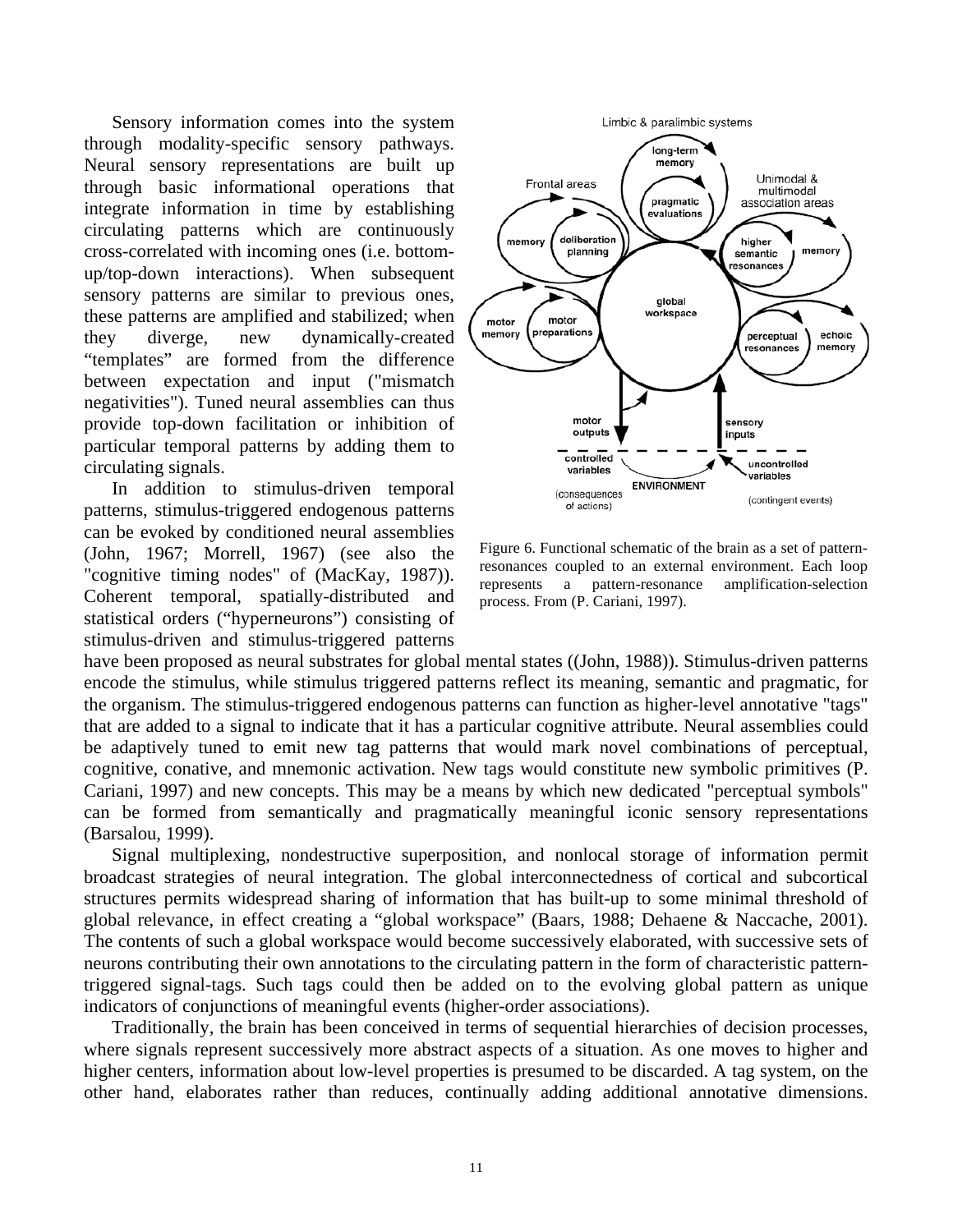Sensory information comes into the system through modality-specific sensory pathways. Neural sensory representations are built up through basic informational operations that integrate information in time by establishing circulating patterns which are continuously cross-correlated with incoming ones (i.e. bottom-up/top-down interactions). When subsequent sensory patterns are similar to previous ones, these patterns are amplified and stabilized; when they diverge, new dynamically-created "templates" are formed from the difference between expectation and input ("mismatch negativities"). Tuned neural assemblies can thus provide top-down facilitation or inhibition of particular temporal patterns by adding them to circulating signals.

In addition to stimulus-driven temporal patterns, stimulus-triggered endogenous patterns can be evoked by conditioned neural assemblies (John, 1967; Morrell, 1967) (see also the "cognitive timing nodes" of (MacKay, 1987)). Coherent temporal, spatially-distributed and statistical orders ("hyperneurons") consisting of stimulus-driven and stimulus-triggered patterns have been proposed as neural substrates for global mental states ((John, 1988)). Stimulus-driven patterns encode the stimulus, while stimulus triggered patterns reflect its meaning, semantic and pragmatic, for the organism. The stimulus-triggered endogenous patterns can function as higher-level annotative "tags" that are added to a signal to indicate that it has a particular cognitive attribute. Neural assemblies could be adaptively tuned to emit new tag patterns that would mark novel combinations of perceptual, cognitive, conative, and mnemonic activation. New tags would constitute new symbolic primitives (P. Cariani, 1997) and new concepts. This may be a means by which new dedicated "perceptual symbols" can be formed from semantically and pragmatically meaningful iconic sensory representations (Barsalou, 1999).

Figure 6. Functional schematic of the brain as a set of pattern-resonances coupled to an external environment. Each loop represents a pattern-resonance amplification-selection process. From (P. Cariani, 1997).

Signal multiplexing, nondestructive superposition, and nonlocal storage of information permit broadcast strategies of neural integration. The global interconnectedness of cortical and subcortical structures permits widespread sharing of information that has built-up to some minimal threshold of global relevance, in effect creating a "global workspace" (Baars, 1988; Dehaene & Naccache, 2001). The contents of such a global workspace would become successively elaborated, with successive sets of neurons contributing their own annotations to the circulating pattern in the form of characteristic pattern-triggered signal-tags. Such tags could then be added on to the evolving global pattern as unique indicators of conjunctions of meaningful events (higher-order associations).

Traditionally, the brain has been conceived in terms of sequential hierarchies of decision processes, where signals represent successively more abstract aspects of a situation. As one moves to higher and higher centers, information about low-level properties is presumed to be discarded. A tag system, on the other hand, elaborates rather than reduces, continually adding additional annotative dimensions.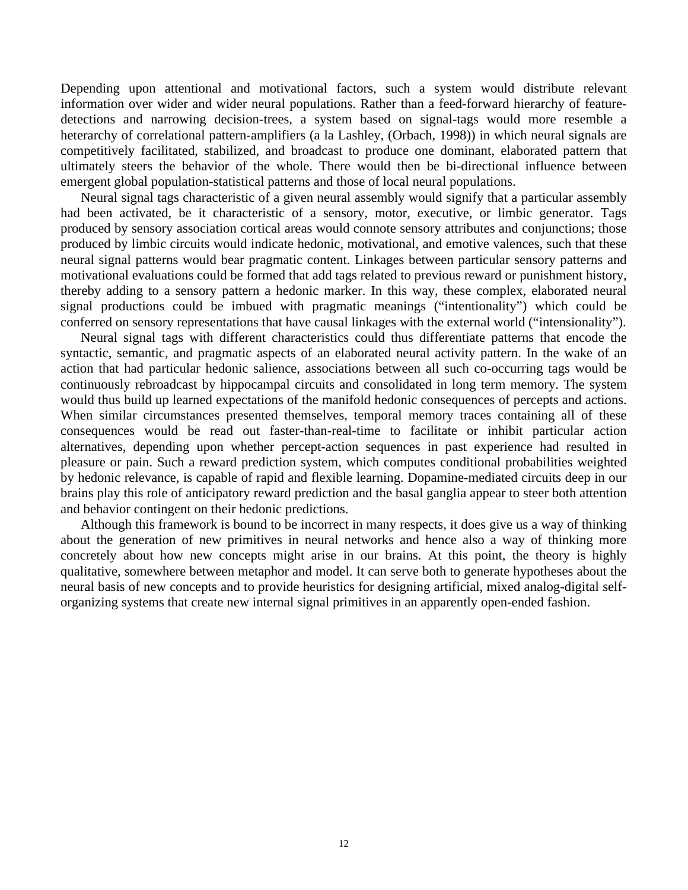Depending upon attentional and motivational factors, such a system would distribute relevant information over wider and wider neural populations. Rather than a feed-forward hierarchy of feature-detections and narrowing decision-trees, a system based on signal-tags would more resemble a heterarchy of correlational pattern-amplifiers (a la Lashley, (Orbach, 1998)) in which neural signals are competitively facilitated, stabilized, and broadcast to produce one dominant, elaborated pattern that ultimately steers the behavior of the whole. There would then be bi-directional influence between emergent global population-statistical patterns and those of local neural populations.

Neural signal tags characteristic of a given neural assembly would signify that a particular assembly had been activated, be it characteristic of a sensory, motor, executive, or limbic generator. Tags produced by sensory association cortical areas would connote sensory attributes and conjunctions; those produced by limbic circuits would indicate hedonic, motivational, and emotive valences, such that these neural signal patterns would bear pragmatic content. Linkages between particular sensory patterns and motivational evaluations could be formed that add tags related to previous reward or punishment history, thereby adding to a sensory pattern a hedonic marker. In this way, these complex, elaborated neural signal productions could be imbued with pragmatic meanings ("intentionality") which could be conferred on sensory representations that have causal linkages with the external world ("intensionality").

Neural signal tags with different characteristics could thus differentiate patterns that encode the syntactic, semantic, and pragmatic aspects of an elaborated neural activity pattern. In the wake of an action that had particular hedonic salience, associations between all such co-occurring tags would be continuously rebroadcast by hippocampal circuits and consolidated in long term memory. The system would thus build up learned expectations of the manifold hedonic consequences of percepts and actions. When similar circumstances presented themselves, temporal memory traces containing all of these consequences would be read out faster-than-real-time to facilitate or inhibit particular action alternatives, depending upon whether percept-action sequences in past experience had resulted in pleasure or pain. Such a reward prediction system, which computes conditional probabilities weighted by hedonic relevance, is capable of rapid and flexible learning. Dopamine-mediated circuits deep in our brains play this role of anticipatory reward prediction and the basal ganglia appear to steer both attention and behavior contingent on their hedonic predictions.

Although this framework is bound to be incorrect in many respects, it does give us a way of thinking about the generation of new primitives in neural networks and hence also a way of thinking more concretely about how new concepts might arise in our brains. At this point, the theory is highly qualitative, somewhere between metaphor and model. It can serve both to generate hypotheses about the neural basis of new concepts and to provide heuristics for designing artificial, mixed analog-digital self-organizing systems that create new internal signal primitives in an apparently open-ended fashion.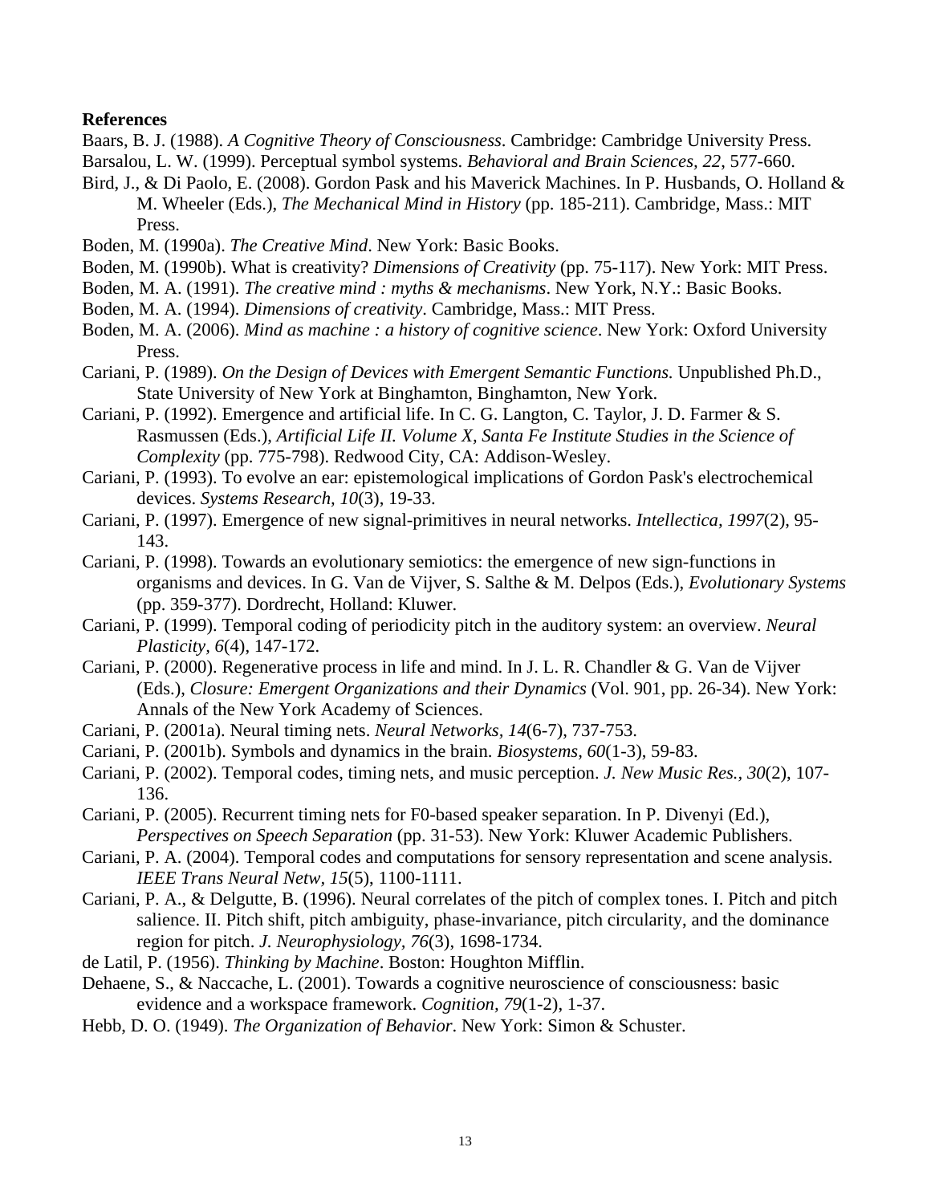**References**

Baars, B. J. (1988). *A Cognitive Theory of Consciousness*. Cambridge: Cambridge University Press.

Barsalou, L. W. (1999). Perceptual symbol systems. *Behavioral and Brain Sciences, 22*, 577-660.

Bird, J., & Di Paolo, E. (2008). Gordon Pask and his Maverick Machines. In P. Husbands, O. Holland & M. Wheeler (Eds.), *The Mechanical Mind in History* (pp. 185-211). Cambridge, Mass.: MIT Press.

Boden, M. (1990a). *The Creative Mind*. New York: Basic Books.

Boden, M. (1990b). What is creativity? *Dimensions of Creativity* (pp. 75-117). New York: MIT Press.

Boden, M. A. (1991). *The creative mind : myths & mechanisms*. New York, N.Y.: Basic Books.

Boden, M. A. (1994). *Dimensions of creativity*. Cambridge, Mass.: MIT Press.

Boden, M. A. (2006). *Mind as machine : a history of cognitive science*. New York: Oxford University Press.

Cariani, P. (1989). *On the Design of Devices with Emergent Semantic Functions.* Unpublished Ph.D., State University of New York at Binghamton, Binghamton, New York.

Cariani, P. (1992). Emergence and artificial life. In C. G. Langton, C. Taylor, J. D. Farmer & S. Rasmussen (Eds.), *Artificial Life II. Volume X, Santa Fe Institute Studies in the Science of Complexity* (pp. 775-798). Redwood City, CA: Addison-Wesley.

Cariani, P. (1993). To evolve an ear: epistemological implications of Gordon Pask's electrochemical devices. *Systems Research, 10*(3), 19-33.

Cariani, P. (1997). Emergence of new signal-primitives in neural networks. *Intellectica, 1997*(2), 95-143.

Cariani, P. (1998). Towards an evolutionary semiotics: the emergence of new sign-functions in organisms and devices. In G. Van de Vijver, S. Salthe & M. Delpos (Eds.), *Evolutionary Systems* (pp. 359-377). Dordrecht, Holland: Kluwer.

Cariani, P. (1999). Temporal coding of periodicity pitch in the auditory system: an overview. *Neural Plasticity, 6*(4), 147-172.

Cariani, P. (2000). Regenerative process in life and mind. In J. L. R. Chandler & G. Van de Vijver (Eds.), *Closure: Emergent Organizations and their Dynamics* (Vol. 901, pp. 26-34). New York: Annals of the New York Academy of Sciences.

Cariani, P. (2001a). Neural timing nets. *Neural Networks, 14*(6-7), 737-753.

Cariani, P. (2001b). Symbols and dynamics in the brain. *Biosystems, 60*(1-3), 59-83.

Cariani, P. (2002). Temporal codes, timing nets, and music perception. *J. New Music Res., 30*(2), 107-136.

Cariani, P. (2005). Recurrent timing nets for F0-based speaker separation. In P. Divenyi (Ed.), *Perspectives on Speech Separation* (pp. 31-53). New York: Kluwer Academic Publishers.

Cariani, P. A. (2004). Temporal codes and computations for sensory representation and scene analysis. *IEEE Trans Neural Netw, 15*(5), 1100-1111.

Cariani, P. A., & Delgutte, B. (1996). Neural correlates of the pitch of complex tones. I. Pitch and pitch salience. II. Pitch shift, pitch ambiguity, phase-invariance, pitch circularity, and the dominance region for pitch. *J. Neurophysiology, 76*(3), 1698-1734.

de Latil, P. (1956). *Thinking by Machine*. Boston: Houghton Mifflin.

Dehaene, S., & Naccache, L. (2001). Towards a cognitive neuroscience of consciousness: basic evidence and a workspace framework. *Cognition, 79*(1-2), 1-37.

Hebb, D. O. (1949). *The Organization of Behavior*. New York: Simon & Schuster.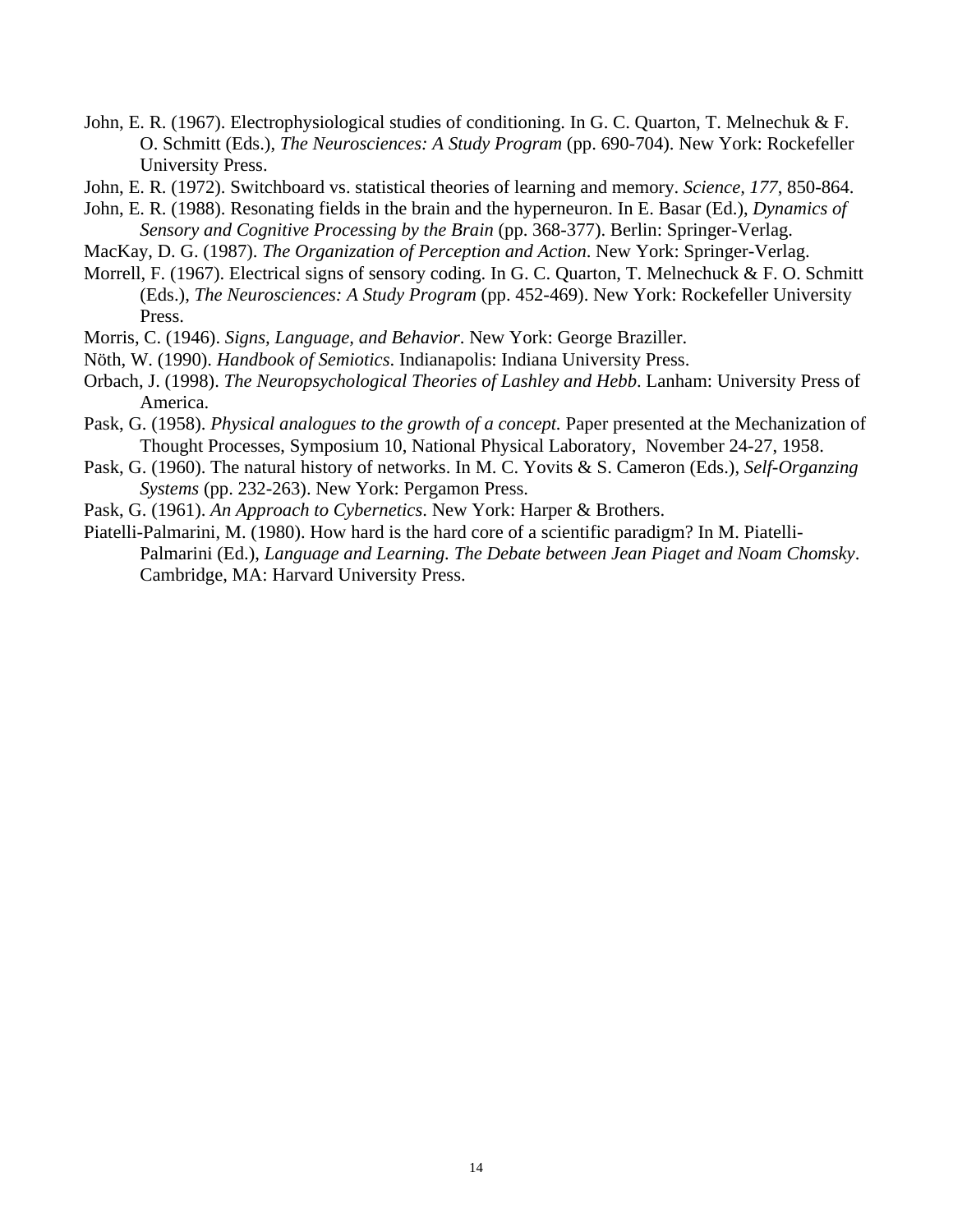John, E. R. (1967). Electrophysiological studies of conditioning. In G. C. Quarton, T. Melnechuk & F. O. Schmitt (Eds.), *The Neurosciences: A Study Program* (pp. 690-704). New York: Rockefeller University Press.

John, E. R. (1972). Switchboard vs. statistical theories of learning and memory. *Science, 177*, 850-864.

John, E. R. (1988). Resonating fields in the brain and the hyperneuron. In E. Basar (Ed.), *Dynamics of Sensory and Cognitive Processing by the Brain* (pp. 368-377). Berlin: Springer-Verlag.

MacKay, D. G. (1987). *The Organization of Perception and Action*. New York: Springer-Verlag.

Morrell, F. (1967). Electrical signs of sensory coding. In G. C. Quarton, T. Melnechuck & F. O. Schmitt (Eds.), *The Neurosciences: A Study Program* (pp. 452-469). New York: Rockefeller University Press.

Morris, C. (1946). *Signs, Language, and Behavior*. New York: George Braziller.

Nöth, W. (1990). *Handbook of Semiotics*. Indianapolis: Indiana University Press.

Orbach, J. (1998). *The Neuropsychological Theories of Lashley and Hebb*. Lanham: University Press of America.

Pask, G. (1958). *Physical analogues to the growth of a concept.* Paper presented at the Mechanization of Thought Processes, Symposium 10, National Physical Laboratory, November 24-27, 1958.

Pask, G. (1960). The natural history of networks. In M. C. Yovits & S. Cameron (Eds.), *Self-Organzing Systems* (pp. 232-263). New York: Pergamon Press.

Pask, G. (1961). *An Approach to Cybernetics*. New York: Harper & Brothers.

Piatelli-Palmarini, M. (1980). How hard is the hard core of a scientific paradigm? In M. Piatelli-Palmarini (Ed.), *Language and Learning. The Debate between Jean Piaget and Noam Chomsky*. Cambridge, MA: Harvard University Press.